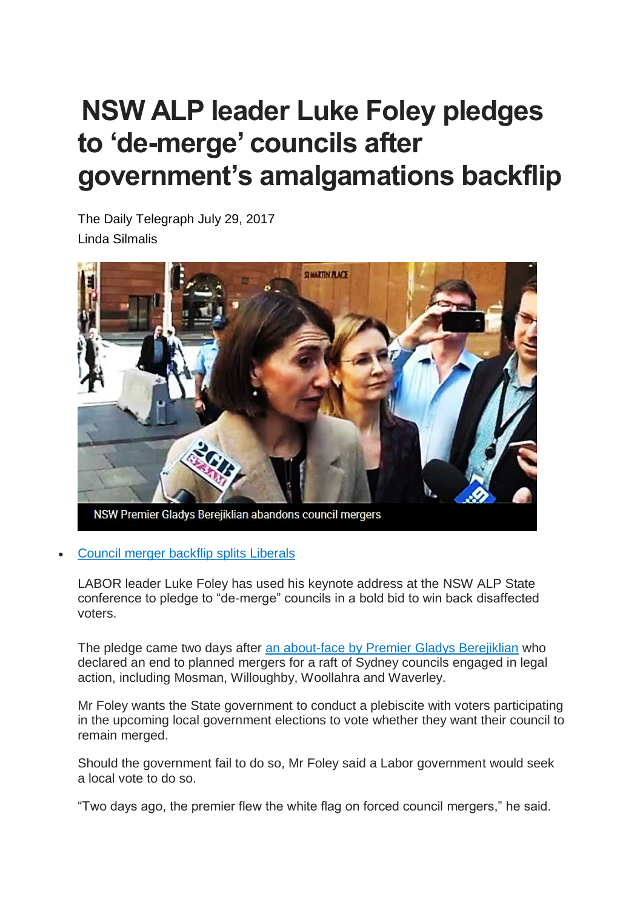# NSW ALP leader Luke Foley pledges to 'de-merge' councils after government's amalgamations backflip

The Daily Telegraph July 29, 2017
Linda Silmalis

NSW Premier Gladys Berejiklian abandons council mergers

- Council merger backflip splits Liberals

LABOR leader Luke Foley has used his keynote address at the NSW ALP State conference to pledge to "de-merge" councils in a bold bid to win back disaffected voters.

The pledge came two days after an about-face by Premier Gladys Berejiklian who declared an end to planned mergers for a raft of Sydney councils engaged in legal action, including Mosman, Willoughby, Woollahra and Waverley.

Mr Foley wants the State government to conduct a plebiscite with voters participating in the upcoming local government elections to vote whether they want their council to remain merged.

Should the government fail to do so, Mr Foley said a Labor government would seek a local vote to do so.

"Two days ago, the premier flew the white flag on forced council mergers," he said.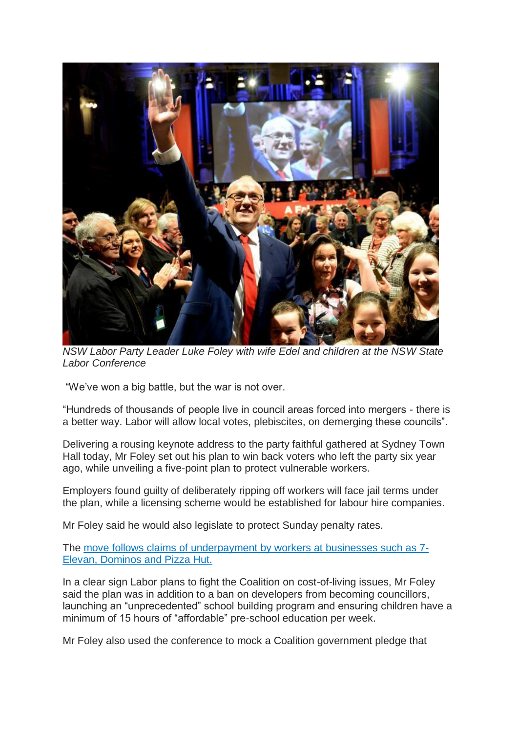*NSW Labor Party Leader Luke Foley with wife Edel and children at the NSW State Labor Conference*

"We've won a big battle, but the war is not over.

"Hundreds of thousands of people live in council areas forced into mergers - there is a better way. Labor will allow local votes, plebiscites, on demerging these councils".

Delivering a rousing keynote address to the party faithful gathered at Sydney Town Hall today, Mr Foley set out his plan to win back voters who left the party six year ago, while unveiling a five-point plan to protect vulnerable workers.

Employers found guilty of deliberately ripping off workers will face jail terms under the plan, while a licensing scheme would be established for labour hire companies.

Mr Foley said he would also legislate to protect Sunday penalty rates.

The move follows claims of underpayment by workers at businesses such as 7-Elevan, Dominos and Pizza Hut.

In a clear sign Labor plans to fight the Coalition on cost-of-living issues, Mr Foley said the plan was in addition to a ban on developers from becoming councillors, launching an "unprecedented" school building program and ensuring children have a minimum of 15 hours of "affordable" pre-school education per week.

Mr Foley also used the conference to mock a Coalition government pledge that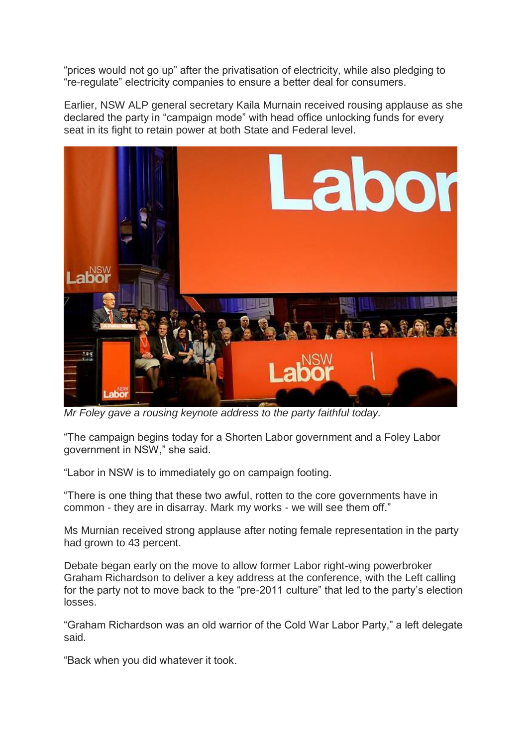“prices would not go up” after the privatisation of electricity, while also pledging to “re-regulate” electricity companies to ensure a better deal for consumers.

Earlier, NSW ALP general secretary Kaila Murnain received rousing applause as she declared the party in “campaign mode” with head office unlocking funds for every seat in its fight to retain power at both State and Federal level.

*Mr Foley gave a rousing keynote address to the party faithful today.*

“The campaign begins today for a Shorten Labor government and a Foley Labor government in NSW,” she said.

“Labor in NSW is to immediately go on campaign footing.

“There is one thing that these two awful, rotten to the core governments have in common - they are in disarray. Mark my works - we will see them off.”

Ms Murnian received strong applause after noting female representation in the party had grown to 43 percent.

Debate began early on the move to allow former Labor right-wing powerbroker Graham Richardson to deliver a key address at the conference, with the Left calling for the party not to move back to the “pre-2011 culture” that led to the party’s election losses.

“Graham Richardson was an old warrior of the Cold War Labor Party,” a left delegate said.

“Back when you did whatever it took.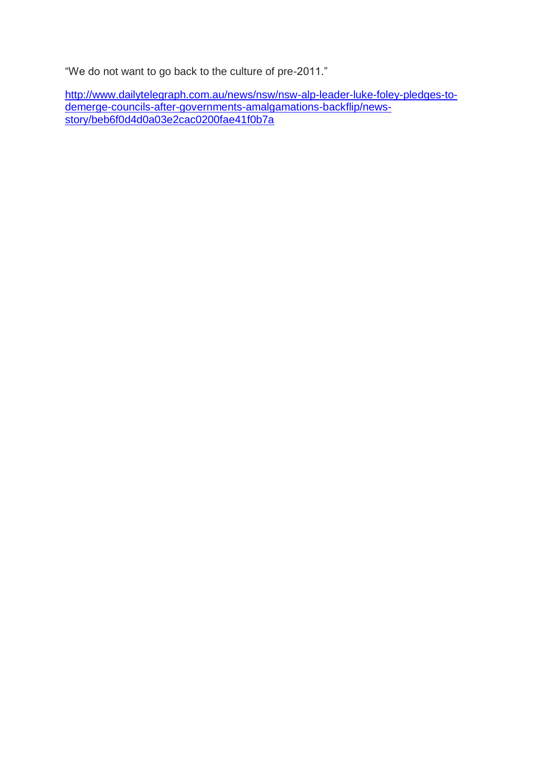"We do not want to go back to the culture of pre-2011."

http://www.dailytelegraph.com.au/news/nsw/nsw-alp-leader-luke-foley-pledges-to-demerge-councils-after-governments-amalgamations-backflip/news-story/beb6f0d4d0a03e2cac0200fae41f0b7a